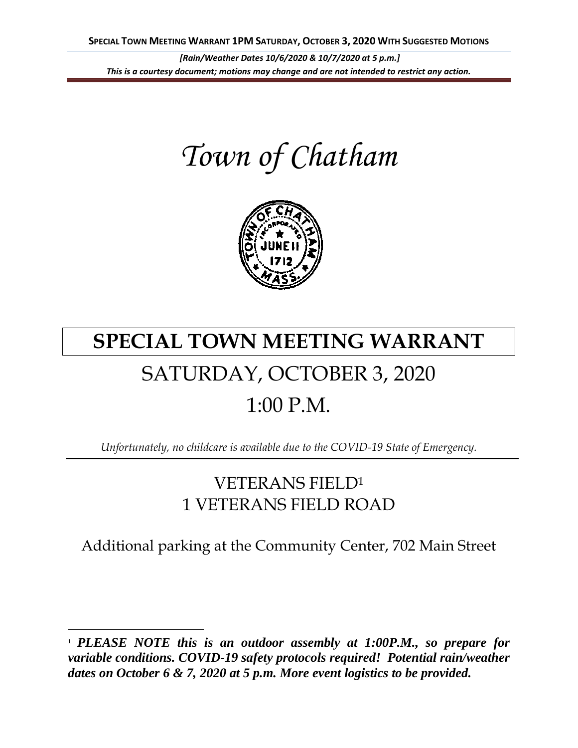*[Rain/Weather Dates 10/6/2020 & 10/7/2020 at 5 p.m.]*
***This is a courtesy document; motions may change and are not intended to restrict any action.***

# *Town of Chatham*

# SPECIAL TOWN MEETING WARRANT

## SATURDAY, OCTOBER 3, 2020

## 1:00 P.M.

*Unfortunately, no childcare is available due to the COVID-19 State of Emergency.*

## VETERANS FIELD[1]
## 1 VETERANS FIELD ROAD

Additional parking at the Community Center, 702 Main Street

[1] ***PLEASE NOTE this is an outdoor assembly at 1:00P.M., so prepare for variable conditions. COVID-19 safety protocols required! Potential rain/weather dates on October 6 & 7, 2020 at 5 p.m. More event logistics to be provided.***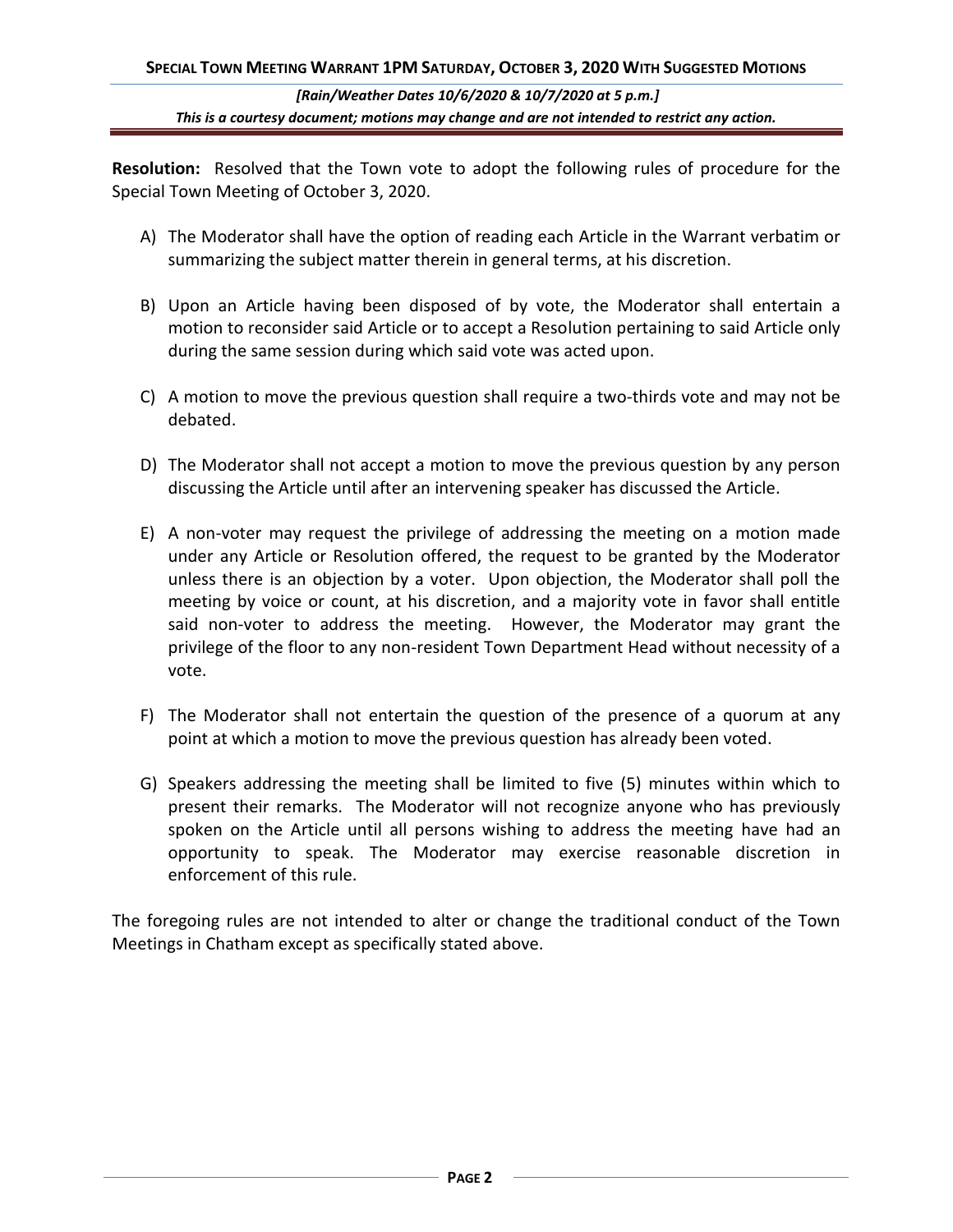**Resolution:** Resolved that the Town vote to adopt the following rules of procedure for the Special Town Meeting of October 3, 2020.

A) The Moderator shall have the option of reading each Article in the Warrant verbatim or summarizing the subject matter therein in general terms, at his discretion.

B) Upon an Article having been disposed of by vote, the Moderator shall entertain a motion to reconsider said Article or to accept a Resolution pertaining to said Article only during the same session during which said vote was acted upon.

C) A motion to move the previous question shall require a two-thirds vote and may not be debated.

D) The Moderator shall not accept a motion to move the previous question by any person discussing the Article until after an intervening speaker has discussed the Article.

E) A non-voter may request the privilege of addressing the meeting on a motion made under any Article or Resolution offered, the request to be granted by the Moderator unless there is an objection by a voter. Upon objection, the Moderator shall poll the meeting by voice or count, at his discretion, and a majority vote in favor shall entitle said non-voter to address the meeting. However, the Moderator may grant the privilege of the floor to any non-resident Town Department Head without necessity of a vote.

F) The Moderator shall not entertain the question of the presence of a quorum at any point at which a motion to move the previous question has already been voted.

G) Speakers addressing the meeting shall be limited to five (5) minutes within which to present their remarks. The Moderator will not recognize anyone who has previously spoken on the Article until all persons wishing to address the meeting have had an opportunity to speak. The Moderator may exercise reasonable discretion in enforcement of this rule.

The foregoing rules are not intended to alter or change the traditional conduct of the Town Meetings in Chatham except as specifically stated above.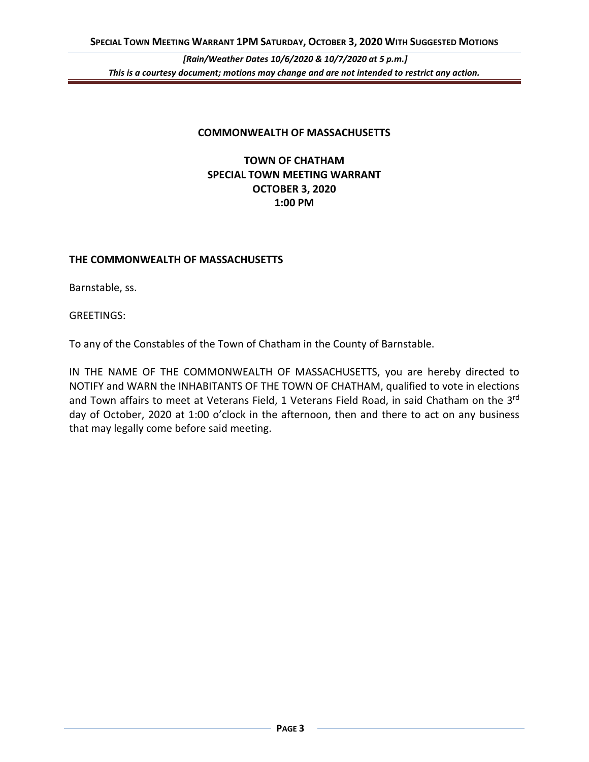**COMMONWEALTH OF MASSACHUSETTS**

**TOWN OF CHATHAM**
**SPECIAL TOWN MEETING WARRANT**
**OCTOBER 3, 2020**
**1:00 PM**

**THE COMMONWEALTH OF MASSACHUSETTS**

Barnstable, ss.

GREETINGS:

To any of the Constables of the Town of Chatham in the County of Barnstable.

IN THE NAME OF THE COMMONWEALTH OF MASSACHUSETTS, you are hereby directed to NOTIFY and WARN the INHABITANTS OF THE TOWN OF CHATHAM, qualified to vote in elections and Town affairs to meet at Veterans Field, 1 Veterans Field Road, in said Chatham on the 3rd day of October, 2020 at 1:00 o'clock in the afternoon, then and there to act on any business that may legally come before said meeting.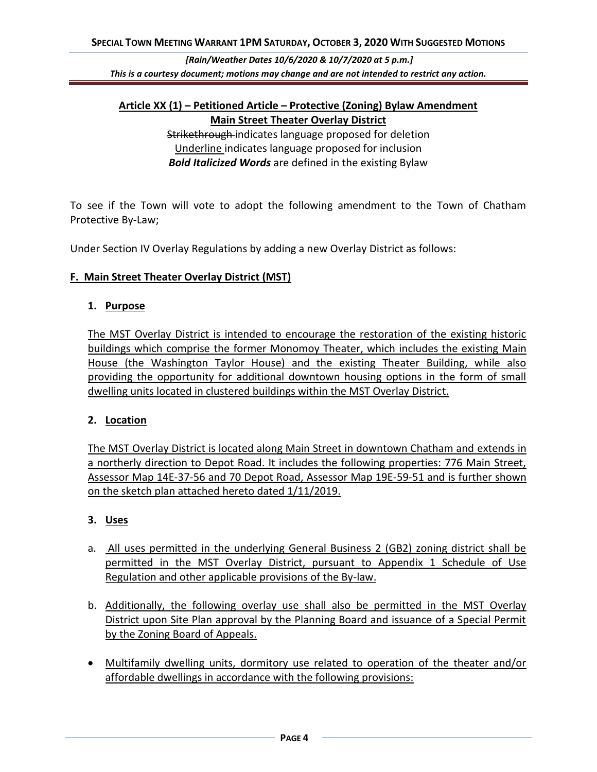**Article XX (1) – Petitioned Article – Protective (Zoning) Bylaw Amendment Main Street Theater Overlay District**

~~Strikethrough~~ indicates language proposed for deletion
<u>Underline</u> indicates language proposed for inclusion
***Bold Italicized Words*** are defined in the existing Bylaw

To see if the Town will vote to adopt the following amendment to the Town of Chatham Protective By-Law;

Under Section IV Overlay Regulations by adding a new Overlay District as follows:

**<u>F. Main Street Theater Overlay District (MST)</u>**

**1. <u>Purpose</u>**

<u>The MST Overlay District is intended to encourage the restoration of the existing historic buildings which comprise the former Monomoy Theater, which includes the existing Main House (the Washington Taylor House) and the existing Theater Building, while also providing the opportunity for additional downtown housing options in the form of small dwelling units located in clustered buildings within the MST Overlay District.</u>

**2. <u>Location</u>**

<u>The MST Overlay District is located along Main Street in downtown Chatham and extends in a northerly direction to Depot Road. It includes the following properties: 776 Main Street, Assessor Map 14E-37-56 and 70 Depot Road, Assessor Map 19E-59-51 and is further shown on the sketch plan attached hereto dated 1/11/2019.</u>

**3. <u>Uses</u>**

a. <u>All uses permitted in the underlying General Business 2 (GB2) zoning district shall be permitted in the MST Overlay District, pursuant to Appendix 1 Schedule of Use Regulation and other applicable provisions of the By-law.</u>

b. <u>Additionally, the following overlay use shall also be permitted in the MST Overlay District upon Site Plan approval by the Planning Board and issuance of a Special Permit by the Zoning Board of Appeals.</u>

- <u>Multifamily dwelling units, dormitory use related to operation of the theater and/or affordable dwellings in accordance with the following provisions:</u>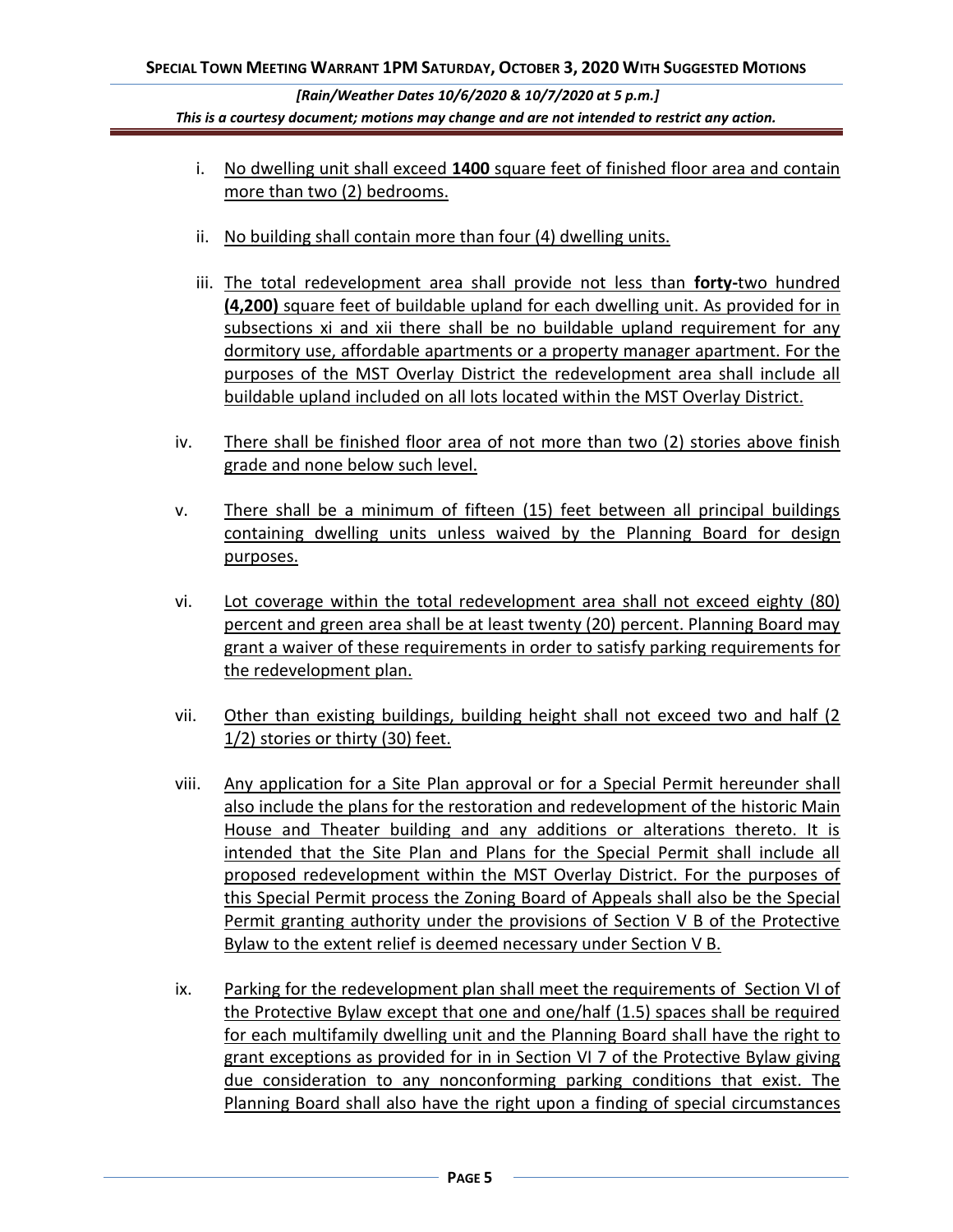i. No dwelling unit shall exceed **1400** square feet of finished floor area and contain more than two (2) bedrooms.

ii. No building shall contain more than four (4) dwelling units.

iii. The total redevelopment area shall provide not less than **forty-**two hundred **(4,200)** square feet of buildable upland for each dwelling unit. As provided for in subsections xi and xii there shall be no buildable upland requirement for any dormitory use, affordable apartments or a property manager apartment. For the purposes of the MST Overlay District the redevelopment area shall include all buildable upland included on all lots located within the MST Overlay District.

iv. There shall be finished floor area of not more than two (2) stories above finish grade and none below such level.

v. There shall be a minimum of fifteen (15) feet between all principal buildings containing dwelling units unless waived by the Planning Board for design purposes.

vi. Lot coverage within the total redevelopment area shall not exceed eighty (80) percent and green area shall be at least twenty (20) percent. Planning Board may grant a waiver of these requirements in order to satisfy parking requirements for the redevelopment plan.

vii. Other than existing buildings, building height shall not exceed two and half (2 1/2) stories or thirty (30) feet.

viii. Any application for a Site Plan approval or for a Special Permit hereunder shall also include the plans for the restoration and redevelopment of the historic Main House and Theater building and any additions or alterations thereto. It is intended that the Site Plan and Plans for the Special Permit shall include all proposed redevelopment within the MST Overlay District. For the purposes of this Special Permit process the Zoning Board of Appeals shall also be the Special Permit granting authority under the provisions of Section V B of the Protective Bylaw to the extent relief is deemed necessary under Section V B.

ix. Parking for the redevelopment plan shall meet the requirements of Section VI of the Protective Bylaw except that one and one/half (1.5) spaces shall be required for each multifamily dwelling unit and the Planning Board shall have the right to grant exceptions as provided for in in Section VI 7 of the Protective Bylaw giving due consideration to any nonconforming parking conditions that exist. The Planning Board shall also have the right upon a finding of special circumstances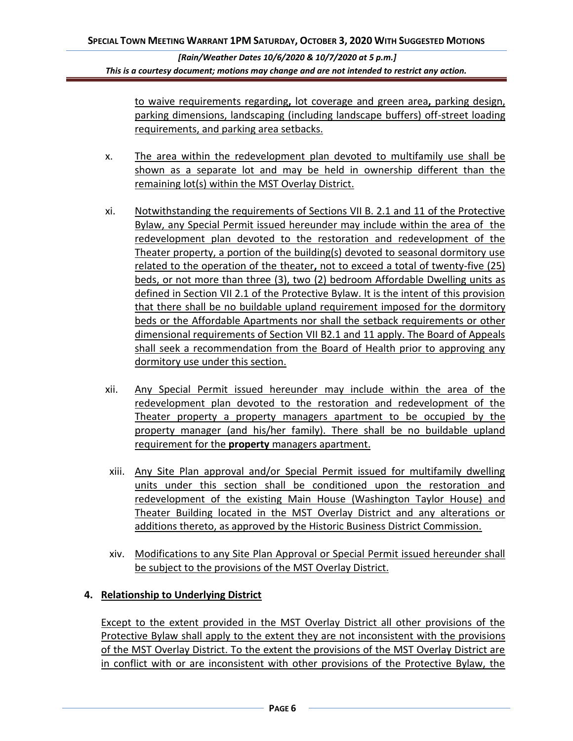to waive requirements regarding, lot coverage and green area, parking design, parking dimensions, landscaping (including landscape buffers) off-street loading requirements, and parking area setbacks.

x. The area within the redevelopment plan devoted to multifamily use shall be shown as a separate lot and may be held in ownership different than the remaining lot(s) within the MST Overlay District.

xi. Notwithstanding the requirements of Sections VII B. 2.1 and 11 of the Protective Bylaw, any Special Permit issued hereunder may include within the area of the redevelopment plan devoted to the restoration and redevelopment of the Theater property, a portion of the building(s) devoted to seasonal dormitory use related to the operation of the theater, not to exceed a total of twenty-five (25) beds, or not more than three (3), two (2) bedroom Affordable Dwelling units as defined in Section VII 2.1 of the Protective Bylaw. It is the intent of this provision that there shall be no buildable upland requirement imposed for the dormitory beds or the Affordable Apartments nor shall the setback requirements or other dimensional requirements of Section VII B2.1 and 11 apply. The Board of Appeals shall seek a recommendation from the Board of Health prior to approving any dormitory use under this section.

xii. Any Special Permit issued hereunder may include within the area of the redevelopment plan devoted to the restoration and redevelopment of the Theater property a property managers apartment to be occupied by the property manager (and his/her family). There shall be no buildable upland requirement for the **property** managers apartment.

xiii. Any Site Plan approval and/or Special Permit issued for multifamily dwelling units under this section shall be conditioned upon the restoration and redevelopment of the existing Main House (Washington Taylor House) and Theater Building located in the MST Overlay District and any alterations or additions thereto, as approved by the Historic Business District Commission.

xiv. Modifications to any Site Plan Approval or Special Permit issued hereunder shall be subject to the provisions of the MST Overlay District.

**4. Relationship to Underlying District**

Except to the extent provided in the MST Overlay District all other provisions of the Protective Bylaw shall apply to the extent they are not inconsistent with the provisions of the MST Overlay District. To the extent the provisions of the MST Overlay District are in conflict with or are inconsistent with other provisions of the Protective Bylaw, the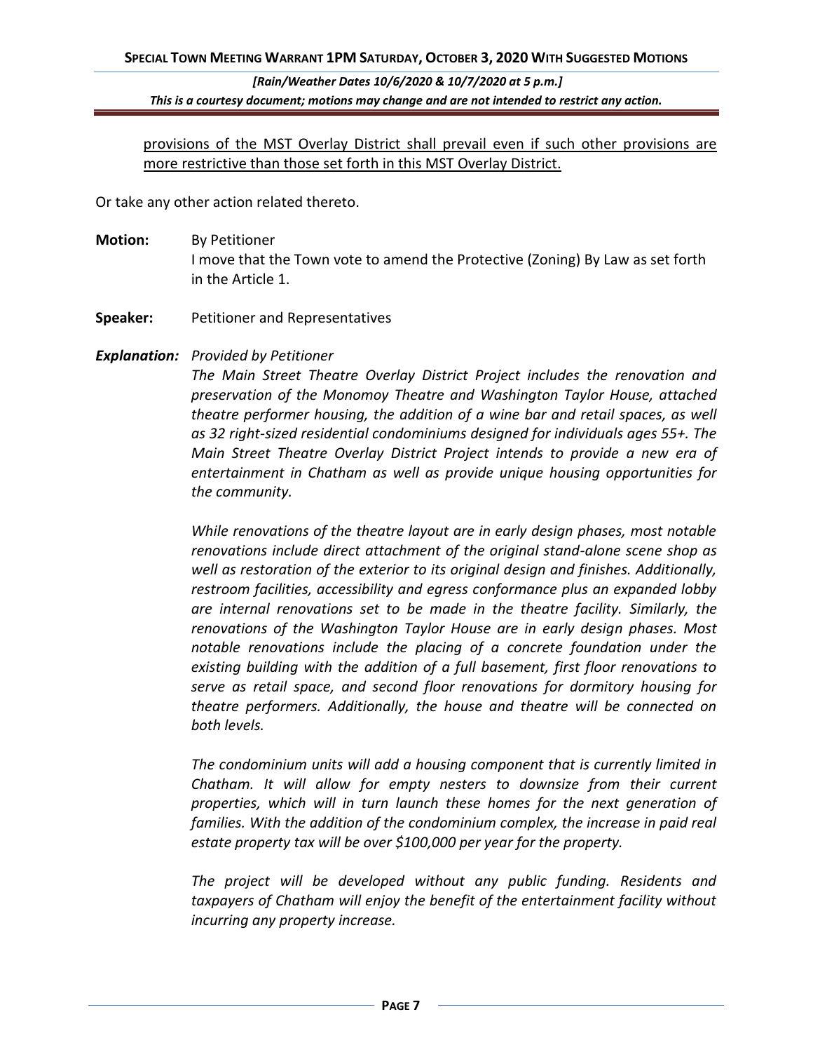provisions of the MST Overlay District shall prevail even if such other provisions are more restrictive than those set forth in this MST Overlay District.

Or take any other action related thereto.

**Motion:** By Petitioner
I move that the Town vote to amend the Protective (Zoning) By Law as set forth in the Article 1.

**Speaker:** Petitioner and Representatives

***Explanation:*** *Provided by Petitioner*

*The Main Street Theatre Overlay District Project includes the renovation and preservation of the Monomoy Theatre and Washington Taylor House, attached theatre performer housing, the addition of a wine bar and retail spaces, as well as 32 right-sized residential condominiums designed for individuals ages 55+. The Main Street Theatre Overlay District Project intends to provide a new era of entertainment in Chatham as well as provide unique housing opportunities for the community.*

*While renovations of the theatre layout are in early design phases, most notable renovations include direct attachment of the original stand-alone scene shop as well as restoration of the exterior to its original design and finishes. Additionally, restroom facilities, accessibility and egress conformance plus an expanded lobby are internal renovations set to be made in the theatre facility. Similarly, the renovations of the Washington Taylor House are in early design phases. Most notable renovations include the placing of a concrete foundation under the existing building with the addition of a full basement, first floor renovations to serve as retail space, and second floor renovations for dormitory housing for theatre performers. Additionally, the house and theatre will be connected on both levels.*

*The condominium units will add a housing component that is currently limited in Chatham. It will allow for empty nesters to downsize from their current properties, which will in turn launch these homes for the next generation of families. With the addition of the condominium complex, the increase in paid real estate property tax will be over $100,000 per year for the property.*

*The project will be developed without any public funding. Residents and taxpayers of Chatham will enjoy the benefit of the entertainment facility without incurring any property increase.*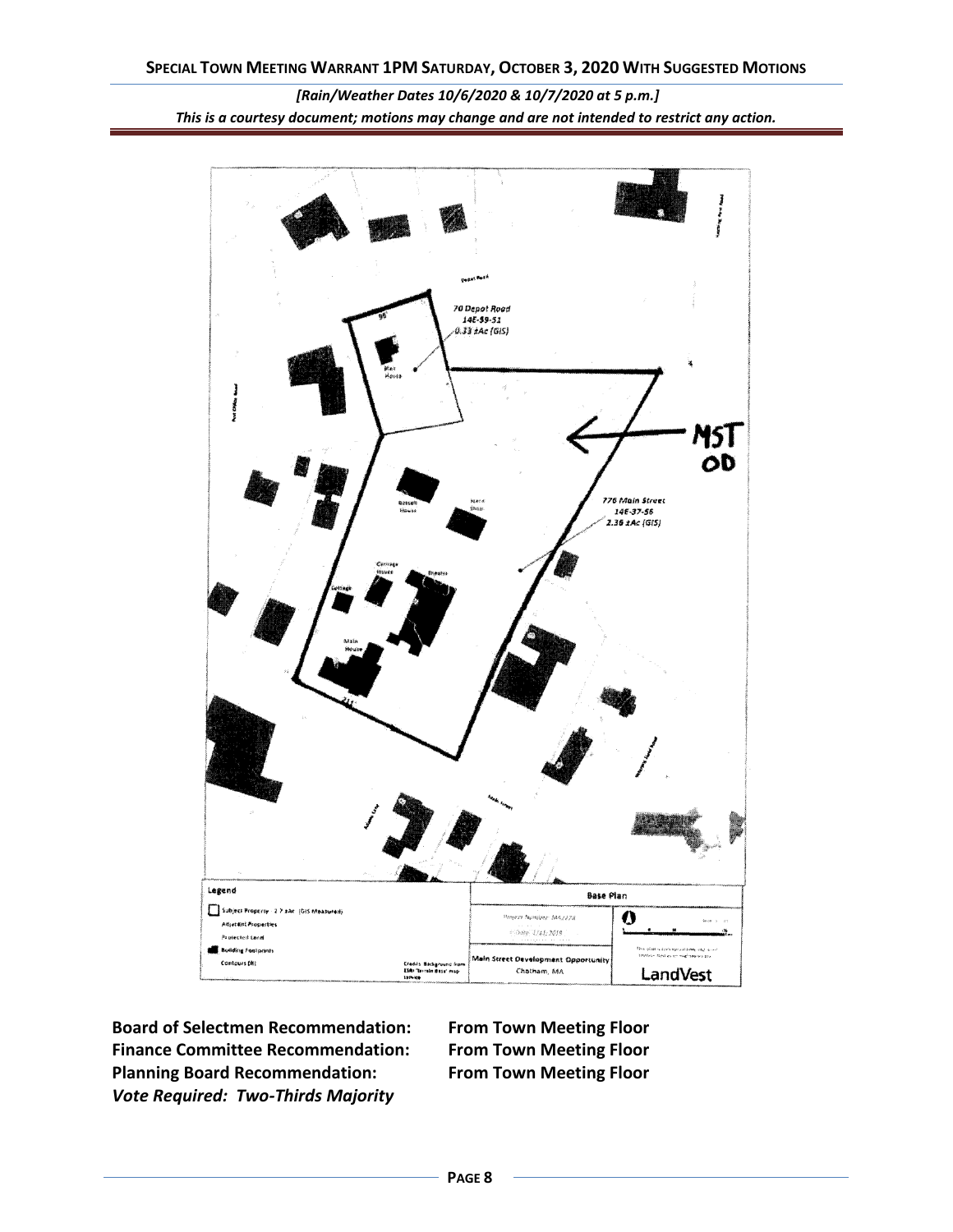*[Rain/Weather Dates 10/6/2020 & 10/7/2020 at 5 p.m.]*

*This is a courtesy document; motions may change and are not intended to restrict any action.*

**Board of Selectmen Recommendation:** **From Town Meeting Floor**

**Finance Committee Recommendation:** **From Town Meeting Floor**

**Planning Board Recommendation:** **From Town Meeting Floor**

***Vote Required: Two-Thirds Majority***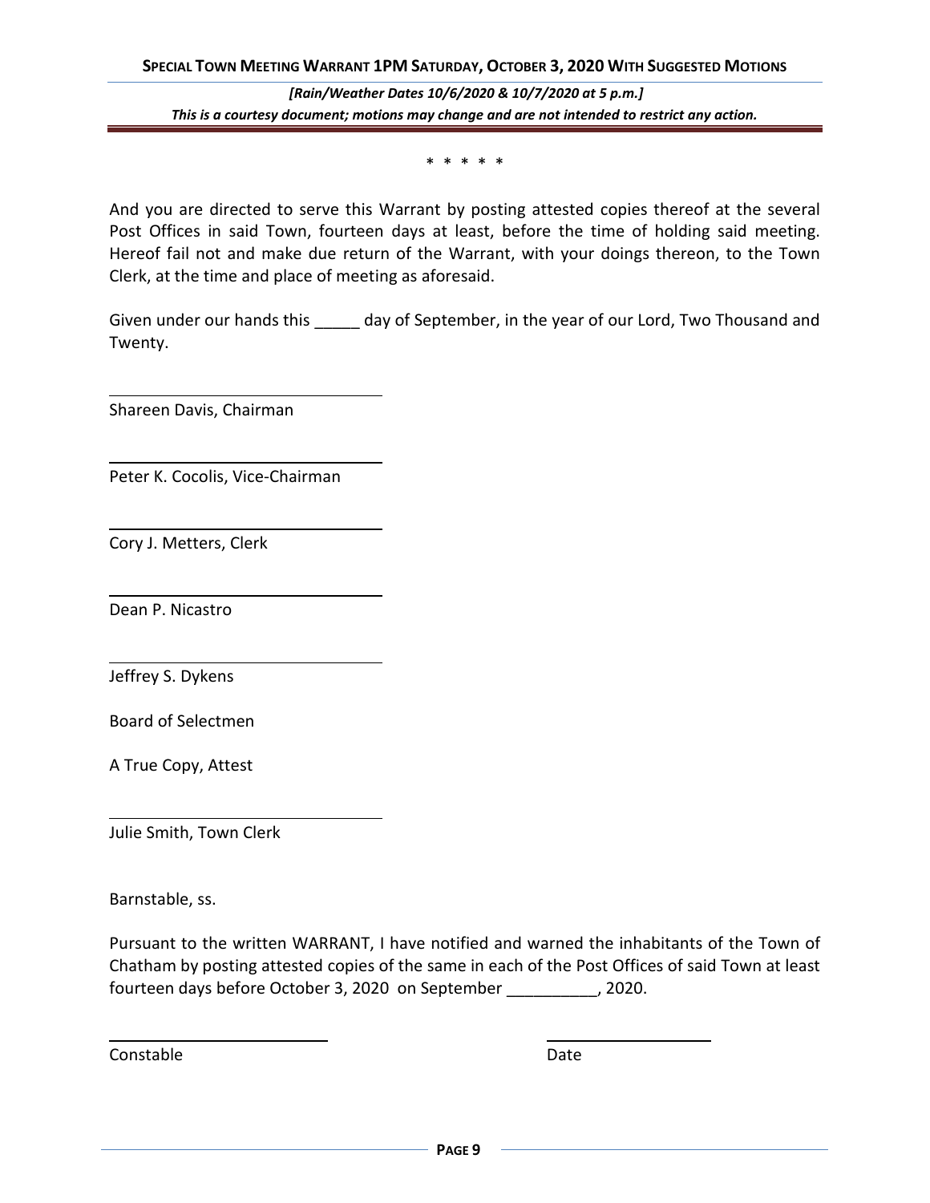\* \* \* \* \*

And you are directed to serve this Warrant by posting attested copies thereof at the several Post Offices in said Town, fourteen days at least, before the time of holding said meeting. Hereof fail not and make due return of the Warrant, with your doings thereon, to the Town Clerk, at the time and place of meeting as aforesaid.

Given under our hands this _____ day of September, in the year of our Lord, Two Thousand and Twenty.

______________________________

Shareen Davis, Chairman

______________________________

Peter K. Cocolis, Vice-Chairman

______________________________

Cory J. Metters, Clerk

______________________________

Dean P. Nicastro

______________________________

Jeffrey S. Dykens

Board of Selectmen

A True Copy, Attest

______________________________

Julie Smith, Town Clerk

Barnstable, ss.

Pursuant to the written WARRANT, I have notified and warned the inhabitants of the Town of Chatham by posting attested copies of the same in each of the Post Offices of said Town at least fourteen days before October 3, 2020 on September __________, 2020.

______________________________ ______________________________

Constable Date